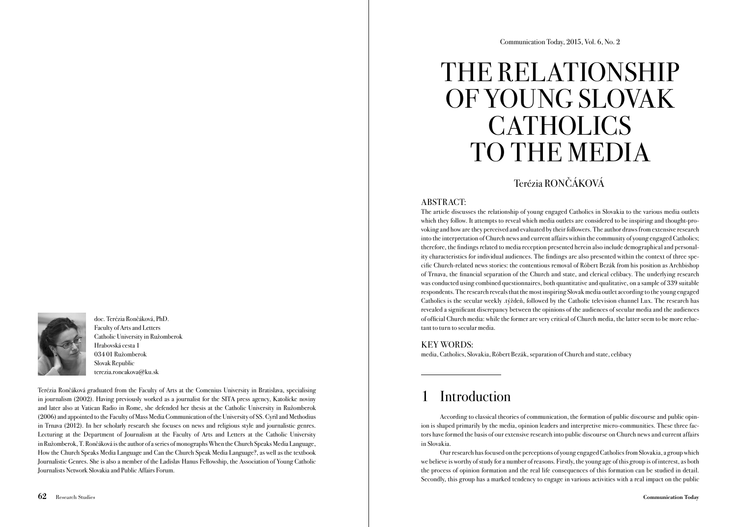# THE RELATIONSHIP OF YOUNG SLOVAK CATHOLICS TO THE MEDIA

Terézia RONČÁKOVÁ

doc. Terézia Rončáková, PhD.
Faculty of Arts and Letters
Catholic University in Ružomberok
Hrabovská cesta 1
034 01 Ružomberok
Slovak Republic
terezia.roncakova@ku.sk

Terézia Rončáková graduated from the Faculty of Arts at the Comenius University in Bratislava, specialising in journalism (2002). Having previously worked as a journalist for the SITA press agency, Katolícke noviny and later also at Vatican Radio in Rome, she defended her thesis at the Catholic University in Ružomberok (2006) and appointed to the Faculty of Mass Media Communication of the University of SS. Cyril and Methodius in Trnava (2012). In her scholarly research she focuses on news and religious style and journalistic genres. Lecturing at the Department of Journalism at the Faculty of Arts and Letters at the Catholic University in Ružomberok, T. Rončáková is the author of a series of monographs When the Church Speaks Media Language, How the Church Speaks Media Language and Can the Church Speak Media Language?, as well as the textbook Journalistic Genres. She is also a member of the Ladislav Hanus Fellowship, the Association of Young Catholic Journalists Network Slovakia and Public Affairs Forum.

## ABSTRACT:

The article discusses the relationship of young engaged Catholics in Slovakia to the various media outlets which they follow. It attempts to reveal which media outlets are considered to be inspiring and thought-provoking and how are they perceived and evaluated by their followers. The author draws from extensive research into the interpretation of Church news and current affairs within the community of young engaged Catholics; therefore, the findings related to media reception presented herein also include demographical and personality characteristics for individual audiences. The findings are also presented within the context of three specific Church-related news stories: the contentious removal of Róbert Bezák from his position as Archbishop of Trnava, the financial separation of the Church and state, and clerical celibacy. The underlying research was conducted using combined questionnaires, both quantitative and qualitative, on a sample of 339 suitable respondents. The research reveals that the most inspiring Slovak media outlet according to the young engaged Catholics is the secular weekly .týždeň, followed by the Catholic television channel Lux. The research has revealed a significant discrepancy between the opinions of the audiences of secular media and the audiences of official Church media: while the former are very critical of Church media, the latter seem to be more reluctant to turn to secular media.

## KEY WORDS:

media, Catholics, Slovakia, Róbert Bezák, separation of Church and state, celibacy

## 1 Introduction

According to classical theories of communication, the formation of public discourse and public opinion is shaped primarily by the media, opinion leaders and interpretive micro-communities. These three factors have formed the basis of our extensive research into public discourse on Church news and current affairs in Slovakia.

Our research has focused on the perceptions of young engaged Catholics from Slovakia, a group which we believe is worthy of study for a number of reasons. Firstly, the young age of this group is of interest, as both the process of opinion formation and the real life consequences of this formation can be studied in detail. Secondly, this group has a marked tendency to engage in various activities with a real impact on the public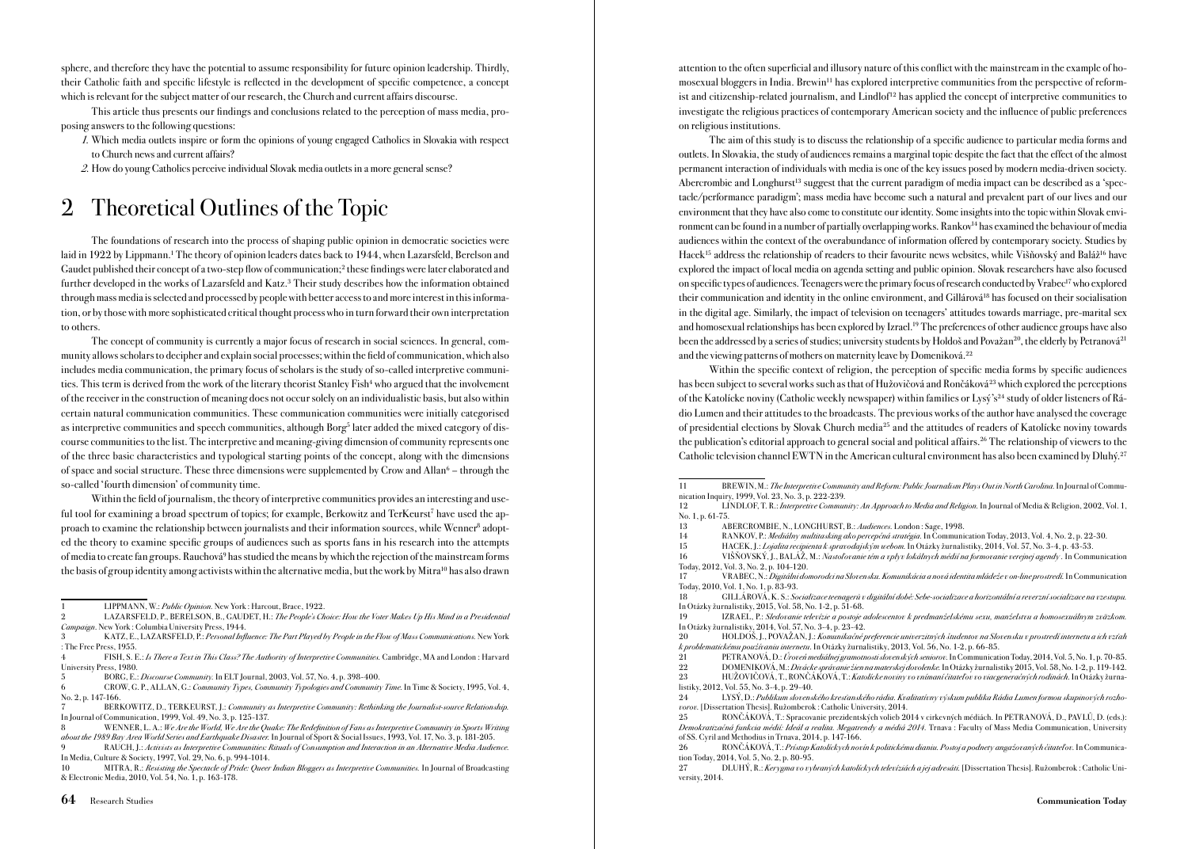sphere, and therefore they have the potential to assume responsibility for future opinion leadership. Thirdly, their Catholic faith and specific lifestyle is reflected in the development of specific competence, a concept which is relevant for the subject matter of our research, the Church and current affairs discourse.

This article thus presents our findings and conclusions related to the perception of mass media, proposing answers to the following questions:

*1.* Which media outlets inspire or form the opinions of young engaged Catholics in Slovakia with respect to Church news and current affairs?

*2.* How do young Catholics perceive individual Slovak media outlets in a more general sense?

# 2 Theoretical Outlines of the Topic

The foundations of research into the process of shaping public opinion in democratic societies were laid in 1922 by Lippmann.[1] The theory of opinion leaders dates back to 1944, when Lazarsfeld, Berelson and Gaudet published their concept of a two-step flow of communication;[2] these findings were later elaborated and further developed in the works of Lazarsfeld and Katz.[3] Their study describes how the information obtained through mass media is selected and processed by people with better access to and more interest in this information, or by those with more sophisticated critical thought process who in turn forward their own interpretation to others.

The concept of community is currently a major focus of research in social sciences. In general, community allows scholars to decipher and explain social processes; within the field of communication, which also includes media communication, the primary focus of scholars is the study of so-called interpretive communities. This term is derived from the work of the literary theorist Stanley Fish[4] who argued that the involvement of the receiver in the construction of meaning does not occur solely on an individualistic basis, but also within certain natural communication communities. These communication communities were initially categorised as interpretive communities and speech communities, although Borg[5] later added the mixed category of discourse communities to the list. The interpretive and meaning-giving dimension of community represents one of the three basic characteristics and typological starting points of the concept, along with the dimensions of space and social structure. These three dimensions were supplemented by Crow and Allan[6] – through the so-called 'fourth dimension' of community time.

Within the field of journalism, the theory of interpretive communities provides an interesting and useful tool for examining a broad spectrum of topics; for example, Berkowitz and TerKeurst[7] have used the approach to examine the relationship between journalists and their information sources, while Wenner[8] adopted the theory to examine specific groups of audiences such as sports fans in his research into the attempts of media to create fan groups. Rauchová[9] has studied the means by which the rejection of the mainstream forms the basis of group identity among activists within the alternative media, but the work by Mitra[10] has also drawn attention to the often superficial and illusory nature of this conflict with the mainstream in the example of homosexual bloggers in India. Brewin[11] has explored interpretive communities from the perspective of reformist and citizenship-related journalism, and Lindlof[12] has applied the concept of interpretive communities to investigate the religious practices of contemporary American society and the influence of public preferences on religious institutions.

The aim of this study is to discuss the relationship of a specific audience to particular media forms and outlets. In Slovakia, the study of audiences remains a marginal topic despite the fact that the effect of the almost permanent interaction of individuals with media is one of the key issues posed by modern media-driven society. Abercrombie and Longhurst[13] suggest that the current paradigm of media impact can be described as a 'spectacle/performance paradigm'; mass media have become such a natural and prevalent part of our lives and our environment that they have also come to constitute our identity. Some insights into the topic within Slovak environment can be found in a number of partially overlapping works. Rankov[14] has examined the behaviour of media audiences within the context of the overabundance of information offered by contemporary society. Studies by Hacek[15] address the relationship of readers to their favourite news websites, while Višňovský and Baláž[16] have explored the impact of local media on agenda setting and public opinion. Slovak researchers have also focused on specific types of audiences. Teenagers were the primary focus of research conducted by Vrabec[17] who explored their communication and identity in the online environment, and Gillárová[18] has focused on their socialisation in the digital age. Similarly, the impact of television on teenagers' attitudes towards marriage, pre-marital sex and homosexual relationships has been explored by Izrael.[19] The preferences of other audience groups have also been the addressed by a series of studies; university students by Holdoš and Považan[20], the elderly by Petranová[21] and the viewing patterns of mothers on maternity leave by Domeniková.[22]

Within the specific context of religion, the perception of specific media forms by specific audiences has been subject to several works such as that of Hužovičová and Rončáková[23] which explored the perceptions of the Katolícke noviny (Catholic weekly newspaper) within families or Lysý's[24] study of older listeners of Rádio Lumen and their attitudes to the broadcasts. The previous works of the author have analysed the coverage of presidential elections by Slovak Church media[25] and the attitudes of readers of Katolícke noviny towards the publication's editorial approach to general social and political affairs.[26] The relationship of viewers to the Catholic television channel EWTN in the American cultural environment has also been examined by Dluhý.[27]

---

1 LIPPMANN, W.: *Public Opinion*. New York : Harcout, Brace, 1922.

2 LAZARSFELD, P., BERELSON, B., GAUDET, H.: *The People's Choice: How the Voter Makes Up His Mind in a Presidential Campaign*. New York : Columbia University Press, 1944.

3 KATZ, E., LAZARSFELD, P.: *Personal Influence: The Part Played by People in the Flow of Mass Communications*. New York : The Free Press, 1955.

4 FISH, S. E.: *Is There a Text in This Class? The Authority of Interpretive Communities*. Cambridge, MA and London : Harvard University Press, 1980.

5 BORG, E.: *Discourse Community*. In ELT Journal, 2003, Vol. 57, No. 4, p. 398-400.

6 CROW, G. P., ALLAN, G.: *Community Types, Community Typologies and Community Time*. In Time & Society, 1995, Vol. 4, No. 2, p. 147-166.

7 BERKOWITZ, D., TERKEURST, J.: *Community as Interpretive Community: Rethinking the Journalist-source Relationship*. In Journal of Communication, 1999, Vol. 49, No. 3, p. 125-137.

8 WENNER, L. A.: *We Are the World, We Are the Quake: The Redefinition of Fans as Interpretive Community in Sports Writing about the 1989 Bay Area World Series and Earthquake Disaster*. In Journal of Sport & Social Issues, 1993, Vol. 17, No. 3, p. 181-205.

9 RAUCH, J.: *Activists as Interpretive Communities: Rituals of Consumption and Interaction in an Alternative Media Audience*. In Media, Culture & Society, 1997, Vol. 29, No. 6, p. 994-1014.

10 MITRA, R.: *Resisting the Spectacle of Pride: Queer Indian Bloggers as Interpretive Communities*. In Journal of Broadcasting & Electronic Media, 2010, Vol. 54, No. 1, p. 163-178.

11 BREWIN, M.: *The Interpretive Community and Reform: Public Journalism Plays Out in North Carolina*. In Journal of Communication Inquiry, 1999, Vol. 23, No. 3, p. 222-239.

12 LINDLOF, T. R.: *Interpretive Community: An Approach to Media and Religion*. In Journal of Media & Religion, 2002, Vol. 1, No. 1, p. 61-75.

13 ABERCROMBIE, N., LONGHURST, B.: *Audiences*. London : Sage, 1998.

14 RANKOV, P.: *Mediálny multitasking ako percepčná stratégia*. In Communication Today, 2013, Vol. 4, No. 2, p. 22-30.

15 HACEK, J.: *Lojalita recipienta k spravodajským webom*. In Otázky žurnalistiky, 2014, Vol. 57, No. 3-4, p. 43-53.

16 VIŠŇOVSKÝ, J., BALÁŽ, M.: *Nastoľovanie tém a vplyv lokálnych médií na formovanie verejnej agendy*. In Communication Today, 2012, Vol. 3, No. 2, p. 104-120.

17 VRABEC, N.: *Digitálni domorodci na Slovensku. Komunikácia a nová identita mládeže v on-line prostredí*. In Communication Today, 2010, Vol. 1, No. 1, p. 83-93.

18 GILLÁROVÁ, K. S.: *Socializace teenagerů v digitální době: Sebe-socializace a horizontální a reverzní socializace na vzestupu*. In Otázky žurnalistiky, 2015, Vol. 58, No. 1-2, p. 51-68.

19 IZRAEL, P.: *Sledovanie televízie a postoje adolescentov k predmanželskému sexu, manželstvu a homosexuálnym zväzkom*. In Otázky žurnalistiky, 2014, Vol. 57, No. 3-4, p. 23-42.

20 HOLDOŠ, J., POVAŽAN, J.: *Komunikačné preferencie univerzitných študentov na Slovensku v prostredí internetu a ich vzťah k problematickému používaniu internetu*. In Otázky žurnalistiky, 2013, Vol. 56, No. 1-2, p. 66-85.

21 PETRANOVÁ, D.: *Úroveň mediálnej gramotnosti slovenských seniorov*. In Communication Today, 2014, Vol. 5, No. 1, p. 70-85.

22 DOMENIKOVÁ, M.: *Divácke správanie žien na materskej dovolenke*. In Otázky žurnalistiky 2015, Vol. 58, No. 1-2, p. 119-142.

23 HUŽOVIČOVÁ, T., RONČÁKOVÁ, T.: *Katolícke noviny vo vnímaní čitateľov vo viacgeneračných rodinách*. In Otázky žurnalistiky, 2012, Vol. 55, No. 3-4, p. 29-40.

24 LYSÝ, D.: *Publikum slovenského kresťanského rádia. Kvalitatívny výskum publika Rádia Lumen formou skupinových rozhovorov*. [Dissertation Thesis]. Ružomberok : Catholic University, 2014.

25 RONČÁKOVÁ, T.: Spracovanie prezidentských volieb 2014 v cirkevných médiách. In PETRANOVÁ, D., PAVLŮ, D. (eds.): *Demokratizačná funkcia médií: Ideál a realita. Megatrendy a médiá 2014*. Trnava : Faculty of Mass Media Communication, University of SS. Cyril and Methodius in Trnava, 2014, p. 147-166.

26 RONČÁKOVÁ, T.: *Prístup Katolíckych novín k politickému dianiu. Postoj a podnety angažovaných čitateľov*. In Communication Today, 2014, Vol. 5, No. 2, p. 80-95.

27 DLUHÝ, R.: *Kerygma vo vybraných katolíckych televíziách a jej adresáti*. [Dissertation Thesis]. Ružomberok : Catholic University, 2014.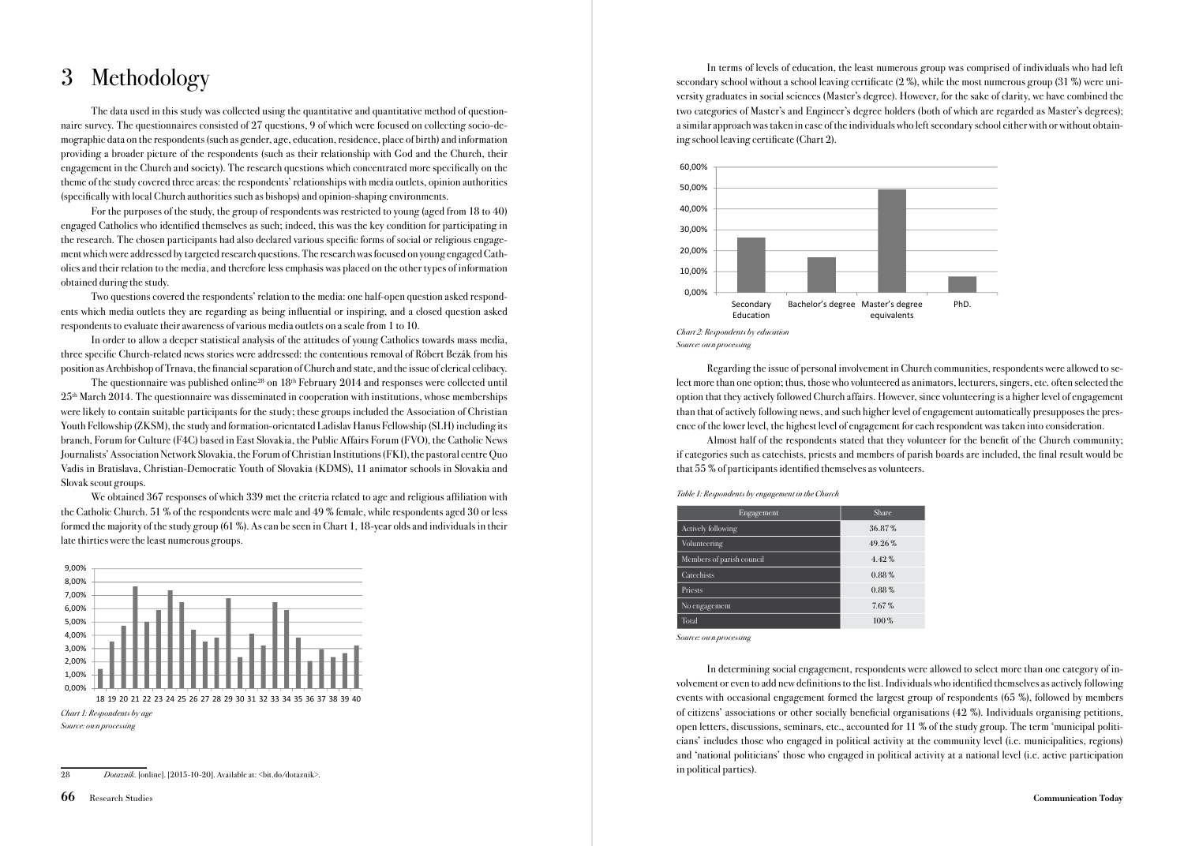# 3 Methodology

The data used in this study was collected using the quantitative and quantitative method of questionnaire survey. The questionnaires consisted of 27 questions, 9 of which were focused on collecting socio-demographic data on the respondents (such as gender, age, education, residence, place of birth) and information providing a broader picture of the respondents (such as their relationship with God and the Church, their engagement in the Church and society). The research questions which concentrated more specifically on the theme of the study covered three areas: the respondents' relationships with media outlets, opinion authorities (specifically with local Church authorities such as bishops) and opinion-shaping environments.

For the purposes of the study, the group of respondents was restricted to young (aged from 18 to 40) engaged Catholics who identified themselves as such; indeed, this was the key condition for participating in the research. The chosen participants had also declared various specific forms of social or religious engagement which were addressed by targeted research questions. The research was focused on young engaged Catholics and their relation to the media, and therefore less emphasis was placed on the other types of information obtained during the study.

Two questions covered the respondents' relation to the media: one half-open question asked respondents which media outlets they are regarding as being influential or inspiring, and a closed question asked respondents to evaluate their awareness of various media outlets on a scale from 1 to 10.

In order to allow a deeper statistical analysis of the attitudes of young Catholics towards mass media, three specific Church-related news stories were addressed: the contentious removal of Róbert Bezák from his position as Archbishop of Trnava, the financial separation of Church and state, and the issue of clerical celibacy.

The questionnaire was published online[28] on 18th February 2014 and responses were collected until 25th March 2014. The questionnaire was disseminated in cooperation with institutions, whose memberships were likely to contain suitable participants for the study; these groups included the Association of Christian Youth Fellowship (ZKSM), the study and formation-orientated Ladislav Hanus Fellowship (SLH) including its branch, Forum for Culture (F4C) based in East Slovakia, the Public Affairs Forum (FVO), the Catholic News Journalists' Association Network Slovakia, the Forum of Christian Institutions (FKI), the pastoral centre Quo Vadis in Bratislava, Christian-Democratic Youth of Slovakia (KDMS), 11 animator schools in Slovakia and Slovak scout groups.

We obtained 367 responses of which 339 met the criteria related to age and religious affiliation with the Catholic Church. 51 % of the respondents were male and 49 % female, while respondents aged 30 or less formed the majority of the study group (61 %). As can be seen in Chart 1, 18-year olds and individuals in their late thirties were the least numerous groups.

*Chart 1: Respondents by age*
*Source: own processing*

In terms of levels of education, the least numerous group was comprised of individuals who had left secondary school without a school leaving certificate (2 %), while the most numerous group (31 %) were university graduates in social sciences (Master's degree). However, for the sake of clarity, we have combined the two categories of Master's and Engineer's degree holders (both of which are regarded as Master's degrees); a similar approach was taken in case of the individuals who left secondary school either with or without obtaining school leaving certificate (Chart 2).

*Chart 2: Respondents by education*
*Source: own processing*

Regarding the issue of personal involvement in Church communities, respondents were allowed to select more than one option; thus, those who volunteered as animators, lecturers, singers, etc. often selected the option that they actively followed Church affairs. However, since volunteering is a higher level of engagement than that of actively following news, and such higher level of engagement automatically presupposes the presence of the lower level, the highest level of engagement for each respondent was taken into consideration.

Almost half of the respondents stated that they volunteer for the benefit of the Church community; if categories such as catechists, priests and members of parish boards are included, the final result would be that 55 % of participants identified themselves as volunteers.

*Table 1: Respondents by engagement in the Church*

| Engagement | Share |
|---|---|
| Actively following | 36.87 % |
| Volunteering | 49.26 % |
| Members of parish council | 4.42 % |
| Catechists | 0.88 % |
| Priests | 0.88 % |
| No engagement | 7.67 % |
| Total | 100 % |

*Source: own processing*

In determining social engagement, respondents were allowed to select more than one category of involvement or even to add new definitions to the list. Individuals who identified themselves as actively following events with occasional engagement formed the largest group of respondents (65 %), followed by members of citizens' associations or other socially beneficial organisations (42 %). Individuals organising petitions, open letters, discussions, seminars, etc., accounted for 11 % of the study group. The term 'municipal politicians' includes those who engaged in political activity at the community level (i.e. municipalities, regions) and 'national politicians' those who engaged in political activity at a national level (i.e. active participation in political parties).

---

28 *Dotazník.* [online]. [2015-10-20]. Available at: <bit.do/dotaznik>.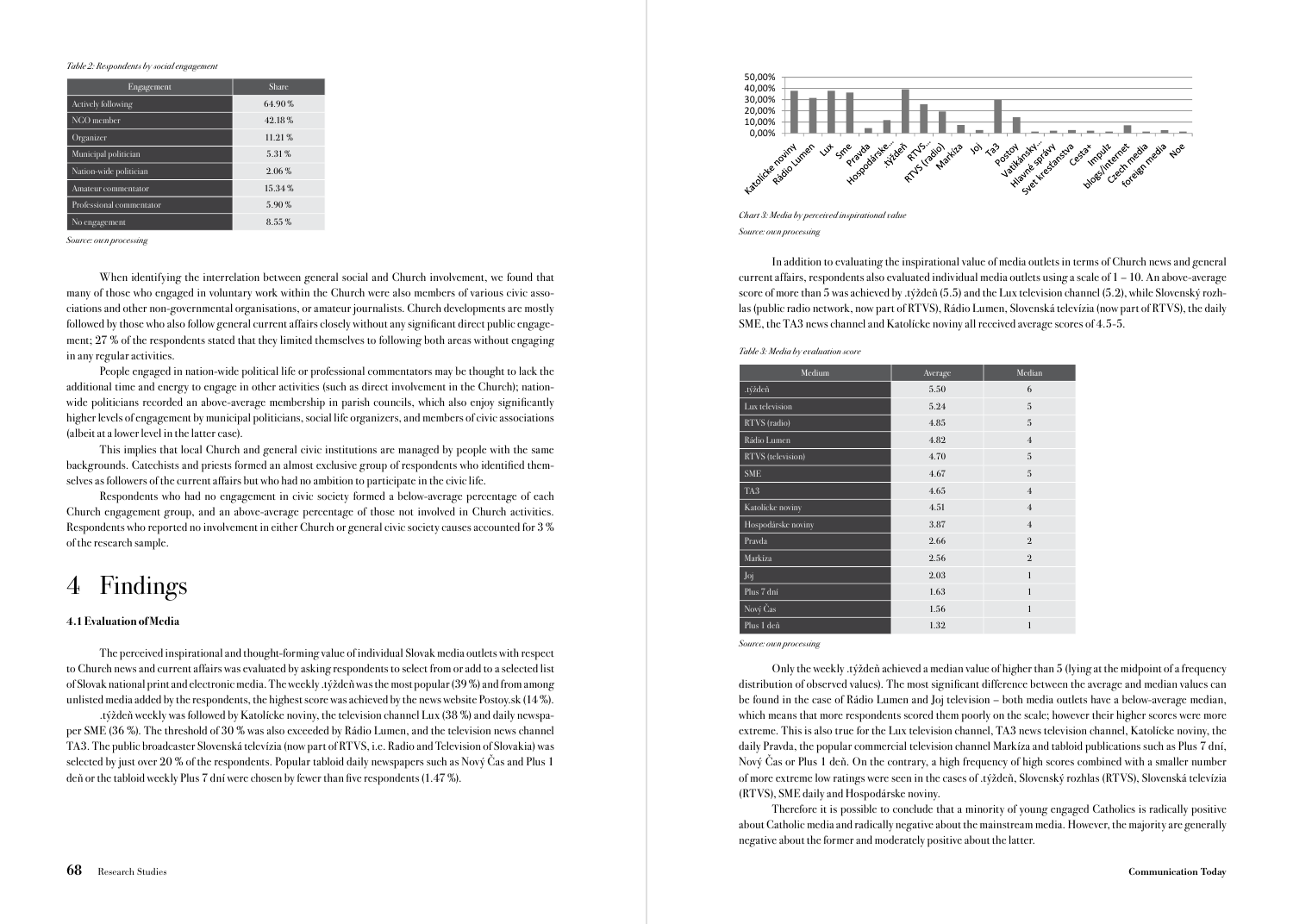*Table 2: Respondents by social engagement*

| Engagement | Share |
|---|---|
| Actively following | 64.90 % |
| NGO member | 42.18 % |
| Organizer | 11.21 % |
| Municipal politician | 5.31 % |
| Nation-wide politician | 2.06 % |
| Amateur commentator | 15.34 % |
| Professional commentator | 5.90 % |
| No engagement | 8.55 % |

*Source: own processing*

When identifying the interrelation between general social and Church involvement, we found that many of those who engaged in voluntary work within the Church were also members of various civic associations and other non-governmental organisations, or amateur journalists. Church developments are mostly followed by those who also follow general current affairs closely without any significant direct public engagement; 27 % of the respondents stated that they limited themselves to following both areas without engaging in any regular activities.

People engaged in nation-wide political life or professional commentators may be thought to lack the additional time and energy to engage in other activities (such as direct involvement in the Church); nation-wide politicians recorded an above-average membership in parish councils, which also enjoy significantly higher levels of engagement by municipal politicians, social life organizers, and members of civic associations (albeit at a lower level in the latter case).

This implies that local Church and general civic institutions are managed by people with the same backgrounds. Catechists and priests formed an almost exclusive group of respondents who identified themselves as followers of the current affairs but who had no ambition to participate in the civic life.

Respondents who had no engagement in civic society formed a below-average percentage of each Church engagement group, and an above-average percentage of those not involved in Church activities. Respondents who reported no involvement in either Church or general civic society causes accounted for 3 % of the research sample.

# 4 Findings

### 4.1 Evaluation of Media

The perceived inspirational and thought-forming value of individual Slovak media outlets with respect to Church news and current affairs was evaluated by asking respondents to select from or add to a selected list of Slovak national print and electronic media. The weekly .týždeň was the most popular (39 %) and from among unlisted media added by the respondents, the highest score was achieved by the news website Postoy.sk (14 %).

.týždeň weekly was followed by Katolícke noviny, the television channel Lux (38 %) and daily newspaper SME (36 %). The threshold of 30 % was also exceeded by Rádio Lumen, and the television news channel TA3. The public broadcaster Slovenská televízia (now part of RTVS, i.e. Radio and Television of Slovakia) was selected by just over 20 % of the respondents. Popular tabloid daily newspapers such as Nový Čas and Plus 1 deň or the tabloid weekly Plus 7 dní were chosen by fewer than five respondents (1.47 %).

*Chart 3: Media by perceived inspirational value*

*Source: own processing*

In addition to evaluating the inspirational value of media outlets in terms of Church news and general current affairs, respondents also evaluated individual media outlets using a scale of 1 – 10. An above-average score of more than 5 was achieved by .týždeň (5.5) and the Lux television channel (5.2), while Slovenský rozhlas (public radio network, now part of RTVS), Rádio Lumen, Slovenská televízia (now part of RTVS), the daily SME, the TA3 news channel and Katolícke noviny all received average scores of 4.5-5.

*Table 3: Media by evaluation score*

| Medium | Average | Median |
|---|---|---|
| .týždeň | 5.50 | 6 |
| Lux television | 5.24 | 5 |
| RTVS (radio) | 4.85 | 5 |
| Rádio Lumen | 4.82 | 4 |
| RTVS (television) | 4.70 | 5 |
| SME | 4.67 | 5 |
| TA3 | 4.65 | 4 |
| Katolícke noviny | 4.51 | 4 |
| Hospodárske noviny | 3.87 | 4 |
| Pravda | 2.66 | 2 |
| Markíza | 2.56 | 2 |
| Joj | 2.03 | 1 |
| Plus 7 dní | 1.63 | 1 |
| Nový Čas | 1.56 | 1 |
| Plus 1 deň | 1.32 | 1 |

*Source: own processing*

Only the weekly .týždeň achieved a median value of higher than 5 (lying at the midpoint of a frequency distribution of observed values). The most significant difference between the average and median values can be found in the case of Rádio Lumen and Joj television – both media outlets have a below-average median, which means that more respondents scored them poorly on the scale; however their higher scores were more extreme. This is also true for the Lux television channel, TA3 news television channel, Katolícke noviny, the daily Pravda, the popular commercial television channel Markíza and tabloid publications such as Plus 7 dní, Nový Čas or Plus 1 deň. On the contrary, a high frequency of high scores combined with a smaller number of more extreme low ratings were seen in the cases of .týždeň, Slovenský rozhlas (RTVS), Slovenská televízia (RTVS), SME daily and Hospodárske noviny.

Therefore it is possible to conclude that a minority of young engaged Catholics is radically positive about Catholic media and radically negative about the mainstream media. However, the majority are generally negative about the former and moderately positive about the latter.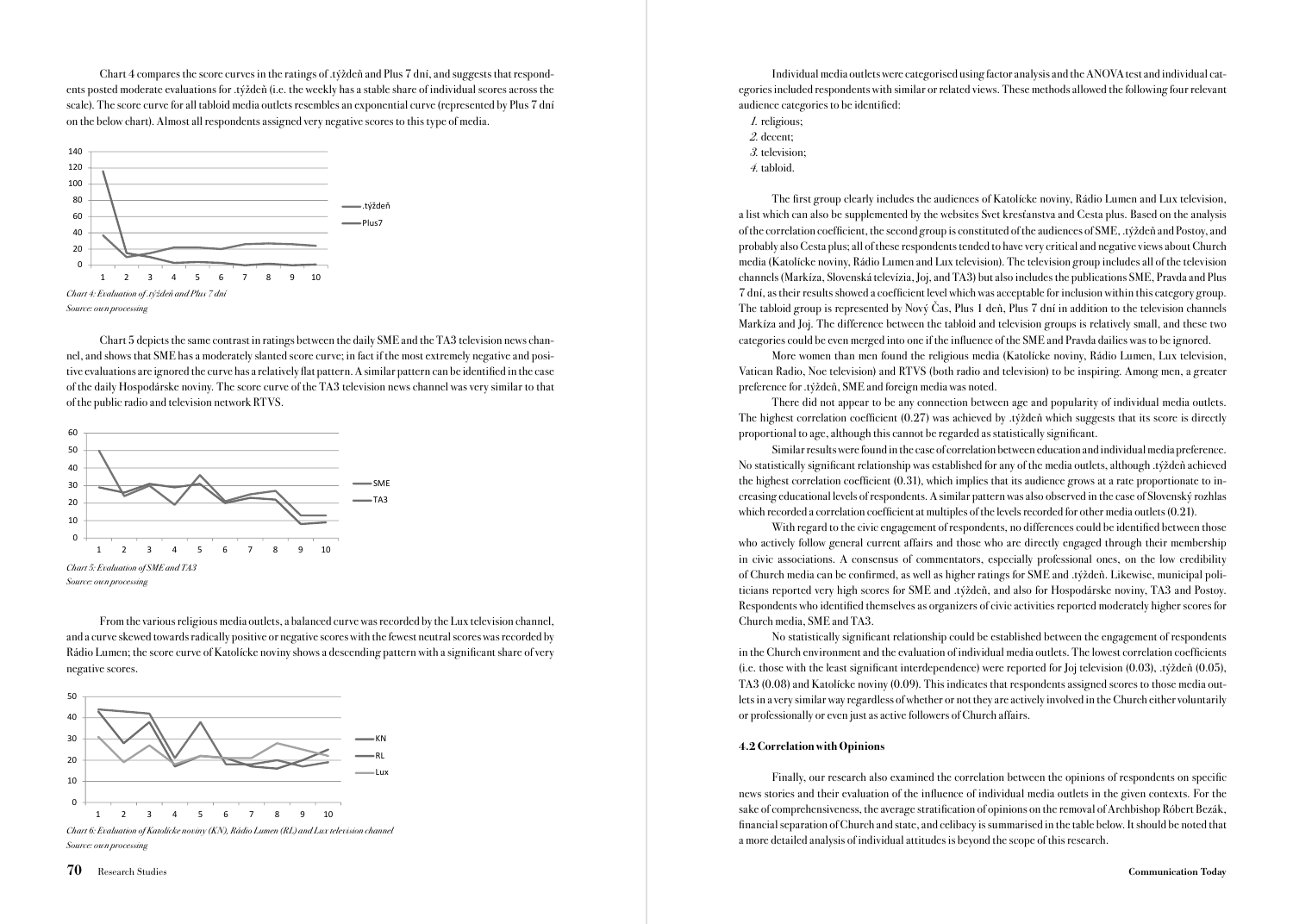Chart 4 compares the score curves in the ratings of .týždeň and Plus 7 dní, and suggests that respondents posted moderate evaluations for .týždeň (i.e. the weekly has a stable share of individual scores across the scale). The score curve for all tabloid media outlets resembles an exponential curve (represented by Plus 7 dní on the below chart). Almost all respondents assigned very negative scores to this type of media.

*Chart 4: Evaluation of .týždeň and Plus 7 dní*
*Source: own processing*

Chart 5 depicts the same contrast in ratings between the daily SME and the TA3 television news channel, and shows that SME has a moderately slanted score curve; in fact if the most extremely negative and positive evaluations are ignored the curve has a relatively flat pattern. A similar pattern can be identified in the case of the daily Hospodárske noviny. The score curve of the TA3 television news channel was very similar to that of the public radio and television network RTVS.

*Chart 5: Evaluation of SME and TA3*
*Source: own processing*

From the various religious media outlets, a balanced curve was recorded by the Lux television channel, and a curve skewed towards radically positive or negative scores with the fewest neutral scores was recorded by Rádio Lumen; the score curve of Katolícke noviny shows a descending pattern with a significant share of very negative scores.

*Chart 6: Evaluation of Katolícke noviny (KN), Rádio Lumen (RL) and Lux television channel*
*Source: own processing*

Individual media outlets were categorised using factor analysis and the ANOVA test and individual categories included respondents with similar or related views. These methods allowed the following four relevant audience categories to be identified:

1. religious;
2. decent;
3. television;
4. tabloid.

The first group clearly includes the audiences of Katolícke noviny, Rádio Lumen and Lux television, a list which can also be supplemented by the websites Svet kresťanstva and Cesta plus. Based on the analysis of the correlation coefficient, the second group is constituted of the audiences of SME, .týždeň and Postoy, and probably also Cesta plus; all of these respondents tended to have very critical and negative views about Church media (Katolícke noviny, Rádio Lumen and Lux television). The television group includes all of the television channels (Markíza, Slovenská televízia, Joj, and TA3) but also includes the publications SME, Pravda and Plus 7 dní, as their results showed a coefficient level which was acceptable for inclusion within this category group. The tabloid group is represented by Nový Čas, Plus 1 deň, Plus 7 dní in addition to the television channels Markíza and Joj. The difference between the tabloid and television groups is relatively small, and these two categories could be even merged into one if the influence of the SME and Pravda dailies was to be ignored.

More women than men found the religious media (Katolícke noviny, Rádio Lumen, Lux television, Vatican Radio, Noe television) and RTVS (both radio and television) to be inspiring. Among men, a greater preference for .týždeň, SME and foreign media was noted.

There did not appear to be any connection between age and popularity of individual media outlets. The highest correlation coefficient (0.27) was achieved by .týždeň which suggests that its score is directly proportional to age, although this cannot be regarded as statistically significant.

Similar results were found in the case of correlation between education and individual media preference. No statistically significant relationship was established for any of the media outlets, although .týždeň achieved the highest correlation coefficient (0.31), which implies that its audience grows at a rate proportionate to increasing educational levels of respondents. A similar pattern was also observed in the case of Slovenský rozhlas which recorded a correlation coefficient at multiples of the levels recorded for other media outlets (0.21).

With regard to the civic engagement of respondents, no differences could be identified between those who actively follow general current affairs and those who are directly engaged through their membership in civic associations. A consensus of commentators, especially professional ones, on the low credibility of Church media can be confirmed, as well as higher ratings for SME and .týždeň. Likewise, municipal politicians reported very high scores for SME and .týždeň, and also for Hospodárske noviny, TA3 and Postoy. Respondents who identified themselves as organizers of civic activities reported moderately higher scores for Church media, SME and TA3.

No statistically significant relationship could be established between the engagement of respondents in the Church environment and the evaluation of individual media outlets. The lowest correlation coefficients (i.e. those with the least significant interdependence) were reported for Joj television (0.03), .týždeň (0.05), TA3 (0.08) and Katolícke noviny (0.09). This indicates that respondents assigned scores to those media outlets in a very similar way regardless of whether or not they are actively involved in the Church either voluntarily or professionally or even just as active followers of Church affairs.

### 4.2 Correlation with Opinions

Finally, our research also examined the correlation between the opinions of respondents on specific news stories and their evaluation of the influence of individual media outlets in the given contexts. For the sake of comprehensiveness, the average stratification of opinions on the removal of Archbishop Róbert Bezák, financial separation of Church and state, and celibacy is summarised in the table below. It should be noted that a more detailed analysis of individual attitudes is beyond the scope of this research.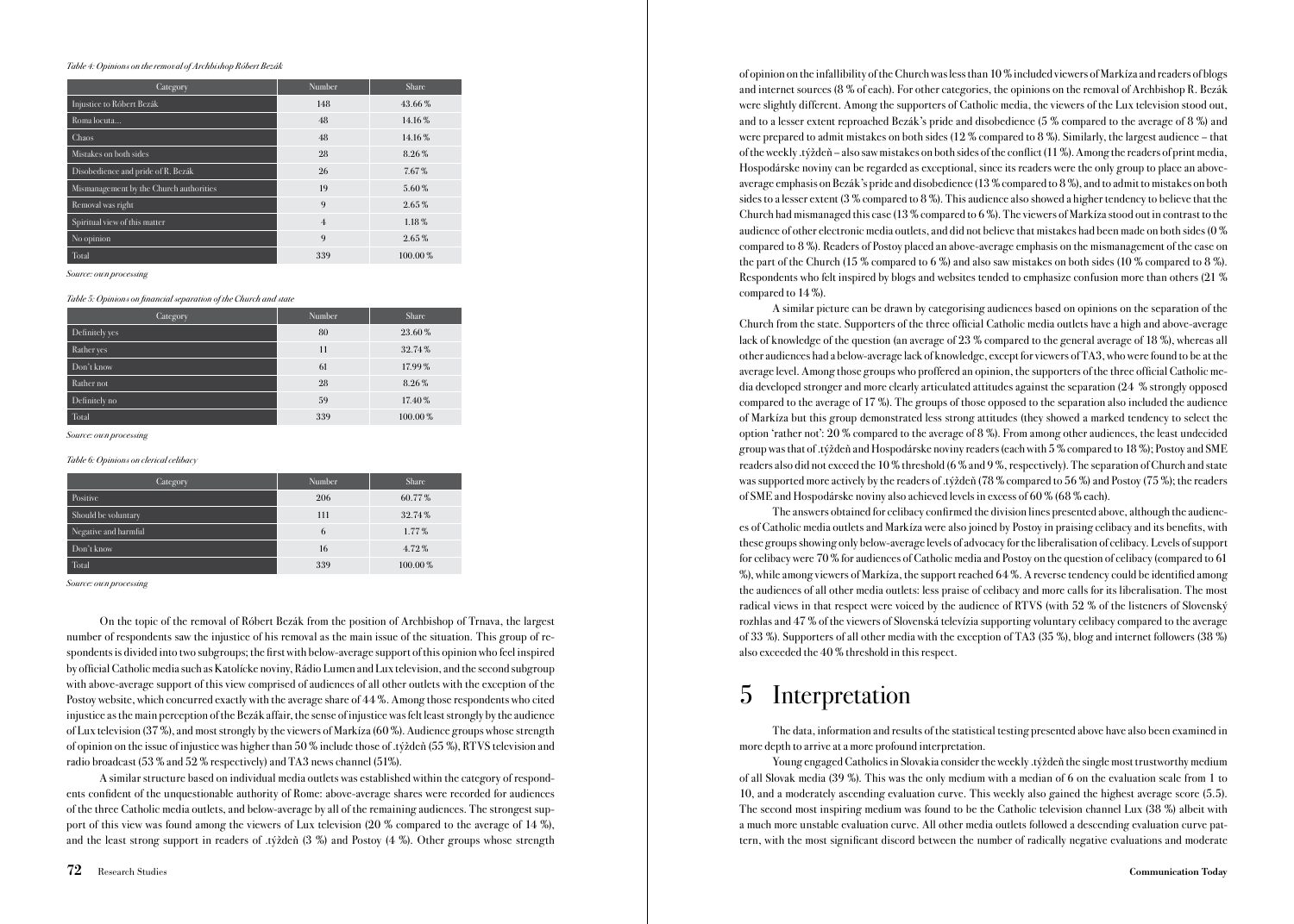*Table 4: Opinions on the removal of Archbishop Róbert Bezák*

| Category | Number | Share |
|---|---|---|
| Injustice to Róbert Bezák | 148 | 43.66 % |
| Roma locuta… | 48 | 14.16 % |
| Chaos | 48 | 14.16 % |
| Mistakes on both sides | 28 | 8.26 % |
| Disobedience and pride of R. Bezák | 26 | 7.67 % |
| Mismanagement by the Church authorities | 19 | 5.60 % |
| Removal was right | 9 | 2.65 % |
| Spiritual view of this matter | 4 | 1.18 % |
| No opinion | 9 | 2.65 % |
| Total | 339 | 100.00 % |

*Source: own processing*

*Table 5: Opinions on financial separation of the Church and state*

| Category | Number | Share |
|---|---|---|
| Definitely yes | 80 | 23.60 % |
| Rather yes | 11 | 32.74 % |
| Don't know | 61 | 17.99 % |
| Rather not | 28 | 8.26 % |
| Definitely no | 59 | 17.40 % |
| Total | 339 | 100.00 % |

*Source: own processing*

*Table 6: Opinions on clerical celibacy*

| Category | Number | Share |
|---|---|---|
| Positive | 206 | 60.77 % |
| Should be voluntary | 111 | 32.74 % |
| Negative and harmful | 6 | 1.77 % |
| Don't know | 16 | 4.72 % |
| Total | 339 | 100.00 % |

*Source: own processing*

On the topic of the removal of Róbert Bezák from the position of Archbishop of Trnava, the largest number of respondents saw the injustice of his removal as the main issue of the situation. This group of respondents is divided into two subgroups; the first with below-average support of this opinion who feel inspired by official Catholic media such as Katolícke noviny, Rádio Lumen and Lux television, and the second subgroup with above-average support of this view comprised of audiences of all other outlets with the exception of the Postoy website, which concurred exactly with the average share of 44 %. Among those respondents who cited injustice as the main perception of the Bezák affair, the sense of injustice was felt least strongly by the audience of Lux television (37 %), and most strongly by the viewers of Markíza (60 %). Audience groups whose strength of opinion on the issue of injustice was higher than 50 % include those of .týždeň (55 %), RTVS television and radio broadcast (53 % and 52 % respectively) and TA3 news channel (51%).

A similar structure based on individual media outlets was established within the category of respondents confident of the unquestionable authority of Rome: above-average shares were recorded for audiences of the three Catholic media outlets, and below-average by all of the remaining audiences. The strongest support of this view was found among the viewers of Lux television (20 % compared to the average of 14 %), and the least strong support in readers of .týždeň (3 %) and Postoy (4 %). Other groups whose strength of opinion on the infallibility of the Church was less than 10 % included viewers of Markíza and readers of blogs and internet sources (8 % of each). For other categories, the opinions on the removal of Archbishop R. Bezák were slightly different. Among the supporters of Catholic media, the viewers of the Lux television stood out, and to a lesser extent reproached Bezák's pride and disobedience (5 % compared to the average of 8 %) and were prepared to admit mistakes on both sides (12 % compared to 8 %). Similarly, the largest audience – that of the weekly .týždeň – also saw mistakes on both sides of the conflict (11 %). Among the readers of print media, Hospodárske noviny can be regarded as exceptional, since its readers were the only group to place an above-average emphasis on Bezák's pride and disobedience (13 % compared to 8 %), and to admit to mistakes on both sides to a lesser extent (3 % compared to 8 %). This audience also showed a higher tendency to believe that the Church had mismanaged this case (13 % compared to 6 %). The viewers of Markíza stood out in contrast to the audience of other electronic media outlets, and did not believe that mistakes had been made on both sides (0 % compared to 8 %). Readers of Postoy placed an above-average emphasis on the mismanagement of the case on the part of the Church (15 % compared to 6 %) and also saw mistakes on both sides (10 % compared to 8 %). Respondents who felt inspired by blogs and websites tended to emphasize confusion more than others (21 % compared to 14 %).

A similar picture can be drawn by categorising audiences based on opinions on the separation of the Church from the state. Supporters of the three official Catholic media outlets have a high and above-average lack of knowledge of the question (an average of 23 % compared to the general average of 18 %), whereas all other audiences had a below-average lack of knowledge, except for viewers of TA3, who were found to be at the average level. Among those groups who proffered an opinion, the supporters of the three official Catholic media developed stronger and more clearly articulated attitudes against the separation (24 % strongly opposed compared to the average of 17 %). The groups of those opposed to the separation also included the audience of Markíza but this group demonstrated less strong attitudes (they showed a marked tendency to select the option 'rather not': 20 % compared to the average of 8 %). From among other audiences, the least undecided group was that of .týždeň and Hospodárske noviny readers (each with 5 % compared to 18 %); Postoy and SME readers also did not exceed the 10 % threshold (6 % and 9 %, respectively). The separation of Church and state was supported more actively by the readers of .týždeň (78 % compared to 56 %) and Postoy (75 %); the readers of SME and Hospodárske noviny also achieved levels in excess of 60 % (68 % each).

The answers obtained for celibacy confirmed the division lines presented above, although the audiences of Catholic media outlets and Markíza were also joined by Postoy in praising celibacy and its benefits, with these groups showing only below-average levels of advocacy for the liberalisation of celibacy. Levels of support for celibacy were 70 % for audiences of Catholic media and Postoy on the question of celibacy (compared to 61 %), while among viewers of Markíza, the support reached 64 %. A reverse tendency could be identified among the audiences of all other media outlets: less praise of celibacy and more calls for its liberalisation. The most radical views in that respect were voiced by the audience of RTVS (with 52 % of the listeners of Slovenský rozhlas and 47 % of the viewers of Slovenská televízia supporting voluntary celibacy compared to the average of 33 %). Supporters of all other media with the exception of TA3 (35 %), blog and internet followers (38 %) also exceeded the 40 % threshold in this respect.

# 5 Interpretation

The data, information and results of the statistical testing presented above have also been examined in more depth to arrive at a more profound interpretation.

Young engaged Catholics in Slovakia consider the weekly .týždeň the single most trustworthy medium of all Slovak media (39 %). This was the only medium with a median of 6 on the evaluation scale from 1 to 10, and a moderately ascending evaluation curve. This weekly also gained the highest average score (5.5). The second most inspiring medium was found to be the Catholic television channel Lux (38 %) albeit with a much more unstable evaluation curve. All other media outlets followed a descending evaluation curve pattern, with the most significant discord between the number of radically negative evaluations and moderate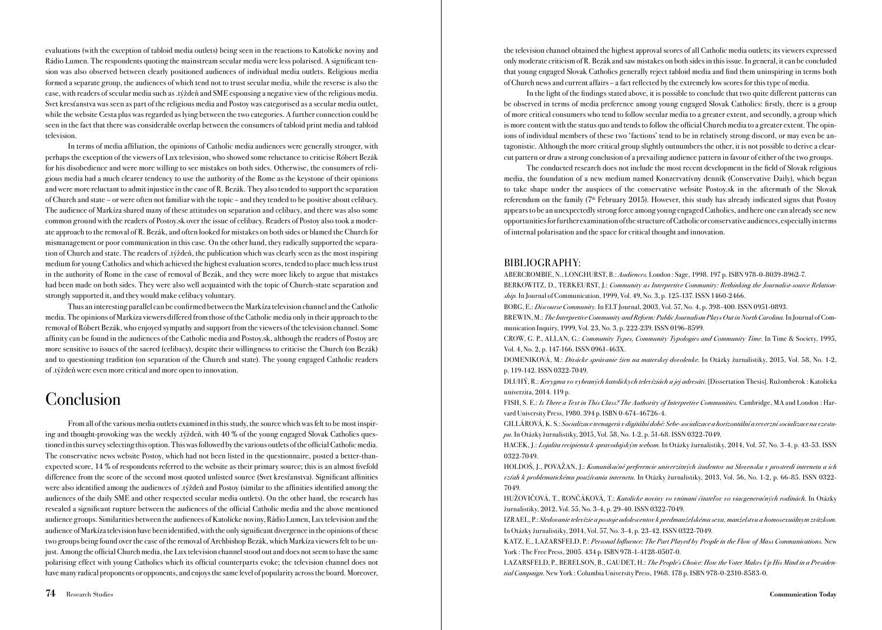evaluations (with the exception of tabloid media outlets) being seen in the reactions to Katolícke noviny and Rádio Lumen. The respondents quoting the mainstream secular media were less polarised. A significant tension was also observed between clearly positioned audiences of individual media outlets. Religious media formed a separate group, the audiences of which tend not to trust secular media, while the reverse is also the case, with readers of secular media such as .týždeň and SME espousing a negative view of the religious media. Svet kresťanstva was seen as part of the religious media and Postoy was categorised as a secular media outlet, while the website Cesta plus was regarded as lying between the two categories. A further connection could be seen in the fact that there was considerable overlap between the consumers of tabloid print media and tabloid television.

In terms of media affiliation, the opinions of Catholic media audiences were generally stronger, with perhaps the exception of the viewers of Lux television, who showed some reluctance to criticise Róbert Bezák for his disobedience and were more willing to see mistakes on both sides. Otherwise, the consumers of religious media had a much clearer tendency to use the authority of the Rome as the keystone of their opinions and were more reluctant to admit injustice in the case of R. Bezák. They also tended to support the separation of Church and state – or were often not familiar with the topic – and they tended to be positive about celibacy. The audience of Markíza shared many of these attitudes on separation and celibacy, and there was also some common ground with the readers of Postoy.sk over the issue of celibacy. Readers of Postoy also took a moderate approach to the removal of R. Bezák, and often looked for mistakes on both sides or blamed the Church for mismanagement or poor communication in this case. On the other hand, they radically supported the separation of Church and state. The readers of .týždeň, the publication which was clearly seen as the most inspiring medium for young Catholics and which achieved the highest evaluation scores, tended to place much less trust in the authority of Rome in the case of removal of Bezák, and they were more likely to argue that mistakes had been made on both sides. They were also well acquainted with the topic of Church-state separation and strongly supported it, and they would make celibacy voluntary.

Thus an interesting parallel can be confirmed between the Markíza television channel and the Catholic media. The opinions of Markíza viewers differed from those of the Catholic media only in their approach to the removal of Róbert Bezák, who enjoyed sympathy and support from the viewers of the television channel. Some affinity can be found in the audiences of the Catholic media and Postoy.sk, although the readers of Postoy are more sensitive to issues of the sacred (celibacy), despite their willingness to criticise the Church (on Bezák) and to questioning tradition (on separation of the Church and state). The young engaged Catholic readers of .týždeň were even more critical and more open to innovation.

# Conclusion

From all of the various media outlets examined in this study, the source which was felt to be most inspiring and thought-provoking was the weekly .týždeň, with 40 % of the young engaged Slovak Catholics questioned in this survey selecting this option. This was followed by the various outlets of the official Catholic media. The conservative news website Postoy, which had not been listed in the questionnaire, posted a better-than-expected score, 14 % of respondents referred to the website as their primary source; this is an almost fivefold difference from the score of the second most quoted unlisted source (Svet kresťanstva). Significant affinities were also identified among the audiences of .týždeň and Postoy (similar to the affinities identified among the audiences of the daily SME and other respected secular media outlets). On the other hand, the research has revealed a significant rupture between the audiences of the official Catholic media and the above mentioned audience groups. Similarities between the audiences of Katolícke noviny, Rádio Lumen, Lux television and the audience of Markíza television have been identified, with the only significant divergence in the opinions of these two groups being found over the case of the removal of Archbishop Bezák, which Markíza viewers felt to be unjust. Among the official Church media, the Lux television channel stood out and does not seem to have the same polarising effect with young Catholics which its official counterparts evoke; the television channel does not have many radical proponents or opponents, and enjoys the same level of popularity across the board. Moreover, the television channel obtained the highest approval scores of all Catholic media outlets; its viewers expressed only moderate criticism of R. Bezák and saw mistakes on both sides in this issue. In general, it can be concluded that young engaged Slovak Catholics generally reject tabloid media and find them uninspiring in terms both of Church news and current affairs – a fact reflected by the extremely low scores for this type of media.

In the light of the findings stated above, it is possible to conclude that two quite different patterns can be observed in terms of media preference among young engaged Slovak Catholics: firstly, there is a group of more critical consumers who tend to follow secular media to a greater extent, and secondly, a group which is more content with the status quo and tends to follow the official Church media to a greater extent. The opinions of individual members of these two 'factions' tend to be in relatively strong discord, or may even be antagonistic. Although the more critical group slightly outnumbers the other, it is not possible to derive a clear-cut pattern or draw a strong conclusion of a prevailing audience pattern in favour of either of the two groups.

The conducted research does not include the most recent development in the field of Slovak religious media, the foundation of a new medium named Konzervatívny denník (Conservative Daily), which began to take shape under the auspices of the conservative website Postoy.sk in the aftermath of the Slovak referendum on the family (7th February 2015). However, this study has already indicated signs that Postoy appears to be an unexpectedly strong force among young engaged Catholics, and here one can already see new opportunities for further examination of the structure of Catholic or conservative audiences, especially in terms of internal polarisation and the space for critical thought and innovation.

## BIBLIOGRAPHY:

ABERCROMBIE, N., LONGHURST, B.: *Audiences*. London : Sage, 1998. 197 p. ISBN 978-0-8039-8962-7.

BERKOWITZ, D., TERKEURST, J.: *Community as Interpretive Community: Rethinking the Journalist-source Relationship.* In Journal of Communication, 1999, Vol. 49, No. 3, p. 125-137. ISSN 1460-2466.

BORG, E.: *Discourse Community*. In ELT Journal, 2003, Vol. 57, No. 4, p. 398-400. ISSN 0951-0893.

BREWIN, M.: *The Interpretive Community and Reform: Public Journalism Plays Out in North Carolina.* In Journal of Communication Inquiry, 1999, Vol. 23, No. 3, p. 222-239. ISSN 0196-8599.

CROW, G. P., ALLAN, G.: *Community Types, Community Typologies and Community Time.* In Time & Society, 1995, Vol. 4, No. 2, p. 147-166. ISSN 0961-463X.

DOMENIKOVÁ, M.: *Divácke správanie žien na materskej dovolenke.* In Otázky žurnalistiky, 2015, Vol. 58, No. 1-2, p. 119-142. ISSN 0322-7049.

DLUHÝ, R.: *Kerygma vo vybraných katolíckych televíziách a jej adresáti.* [Dissertation Thesis]. Ružomberok : Katolícka univerzita, 2014. 119 p.

FISH, S. E.: *Is There a Text in This Class? The Authority of Interpretive Communities.* Cambridge, MA and London : Harvard University Press, 1980. 394 p. ISBN 0-674-46726-4.

GILLÁROVÁ, K. S.: *Socializace teenagerů v digitální době: Sebe-socializace a horizontální a reverzní socializace na vzestupu.* In Otázky žurnalistiky, 2015, Vol. 58, No. 1-2, p. 51-68. ISSN 0322-7049.

HACEK, J.: *Lojalita recipienta k spravodajským webom.* In Otázky žurnalistiky, 2014, Vol. 57, No. 3-4, p. 43-53. ISSN 0322-7049.

HOLDOŠ, J., POVAŽAN, J.: *Komunikačné preferencie univerzitných študentov na Slovensku v prostredí internetu a ich vzťah k problematickému používaniu internetu.* In Otázky žurnalistiky, 2013, Vol. 56, No. 1-2, p. 66-85. ISSN 0322-7049.

HUŽOVIČOVÁ, T., RONČÁKOVÁ, T.: *Katolícke noviny vo vnímaní čitateľov vo viacgeneračných rodinách.* In Otázky žurnalistiky, 2012, Vol. 55, No. 3-4, p. 29-40. ISSN 0322-7049.

IZRAEL, P.: *Sledovanie televízie a postoje adolescentov k predmanželskému sexu, manželstvu a homosexuálnym zväzkom.* In Otázky žurnalistiky, 2014, Vol. 57, No. 3-4, p. 23-42. ISSN 0322-7049.

KATZ, E., LAZARSFELD, P.: *Personal Influence: The Part Played by People in the Flow of Mass Communications.* New York : The Free Press, 2005. 434 p. ISBN 978-1-4128-0507-0.

LAZARSFELD, P., BERELSON, B., GAUDET, H.: *The People's Choice: How the Voter Makes Up His Mind in a Presidential Campaign*. New York : Columbia University Press, 1968. 178 p. ISBN 978-0-2310-8583-0.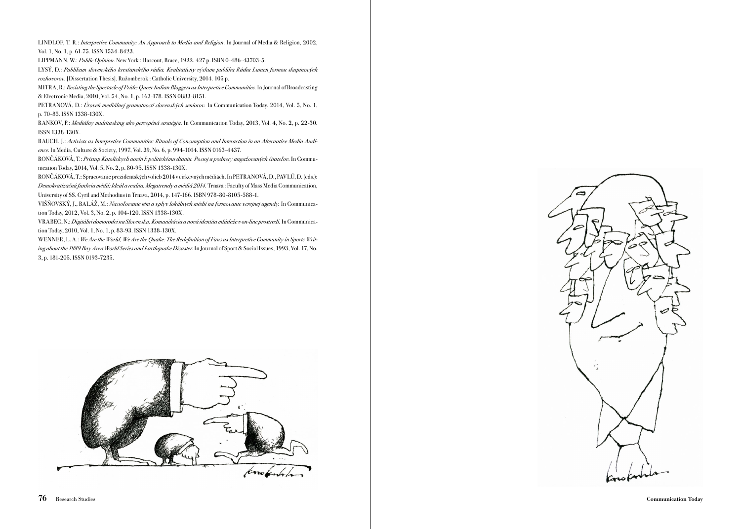LINDLOF, T. R.: *Interpretive Community: An Approach to Media and Religion.* In Journal of Media & Religion, 2002, Vol. 1, No. 1, p. 61-75. ISSN 1534-8423.

LIPPMANN, W.: *Public Opinion.* New York : Harcout, Brace, 1922. 427 p. ISBN 0-486-43703-5.

LYSÝ, D.: *Publikum slovenského kresťanského rádia. Kvalitatívny výskum publika Rádia Lumen formou skupinových rozhovorov.* [Dissertation Thesis]. Ružomberok : Catholic University, 2014. 105 p.

MITRA, R.: *Resisting the Spectacle of Pride: Queer Indian Bloggers as Interpretive Communities.* In Journal of Broadcasting & Electronic Media, 2010, Vol. 54, No. 1, p. 163-178. ISSN 0883-8151.

PETRANOVÁ, D.: *Úroveň mediálnej gramotnosti slovenských seniorov.* In Communication Today, 2014, Vol. 5, No. 1, p. 70-85. ISSN 1338-130X.

RANKOV, P.: *Mediálny multitasking ako percepčná stratégia.* In Communication Today, 2013, Vol. 4, No. 2, p. 22-30. ISSN 1338-130X.

RAUCH, J.: *Activists as Interpretive Communities: Rituals of Consumption and Interaction in an Alternative Media Audience.* In Media, Culture & Society, 1997, Vol. 29, No. 6, p. 994-1014. ISSN 0163-4437.

RONČÁKOVÁ, T.: *Prístup Katolíckych novín k politickému dianiu. Postoj a podnety angažovaných čitateľov.* In Communication Today, 2014, Vol. 5, No. 2, p. 80-95. ISSN 1338-130X.

RONČÁKOVÁ, T.: Spracovanie prezidentských volieb 2014 v cirkevných médiách. In PETRANOVÁ, D., PAVLŮ, D. (eds.): *Demokratizačná funkcia médií: Ideál a realita. Megatrendy a médiá 2014.* Trnava : Faculty of Mass Media Communication, University of SS. Cyril and Methodius in Trnava, 2014, p. 147-166. ISBN 978-80-8105-588-1.

VIŠŇOVSKÝ, J., BALÁŽ, M.: *Nastoľovanie tém a vplyv lokálnych médií na formovanie verejnej agendy.* In Communication Today, 2012, Vol. 3, No. 2, p. 104-120. ISSN 1338-130X.

VRABEC, N.: *Digitálni domorodci na Slovensku. Komunikácia a nová identita mládeže v on-line prostredí.* In Communication Today, 2010, Vol. 1, No. 1, p. 83-93. ISSN 1338-130X.

WENNER, L. A.: *We Are the World, We Are the Quake: The Redefinition of Fans as Interpretive Community in Sports Writing about the 1989 Bay Area World Series and Earthquake Disaster.* In Journal of Sport & Social Issues, 1993, Vol. 17, No. 3, p. 181-205. ISSN 0193-7235.